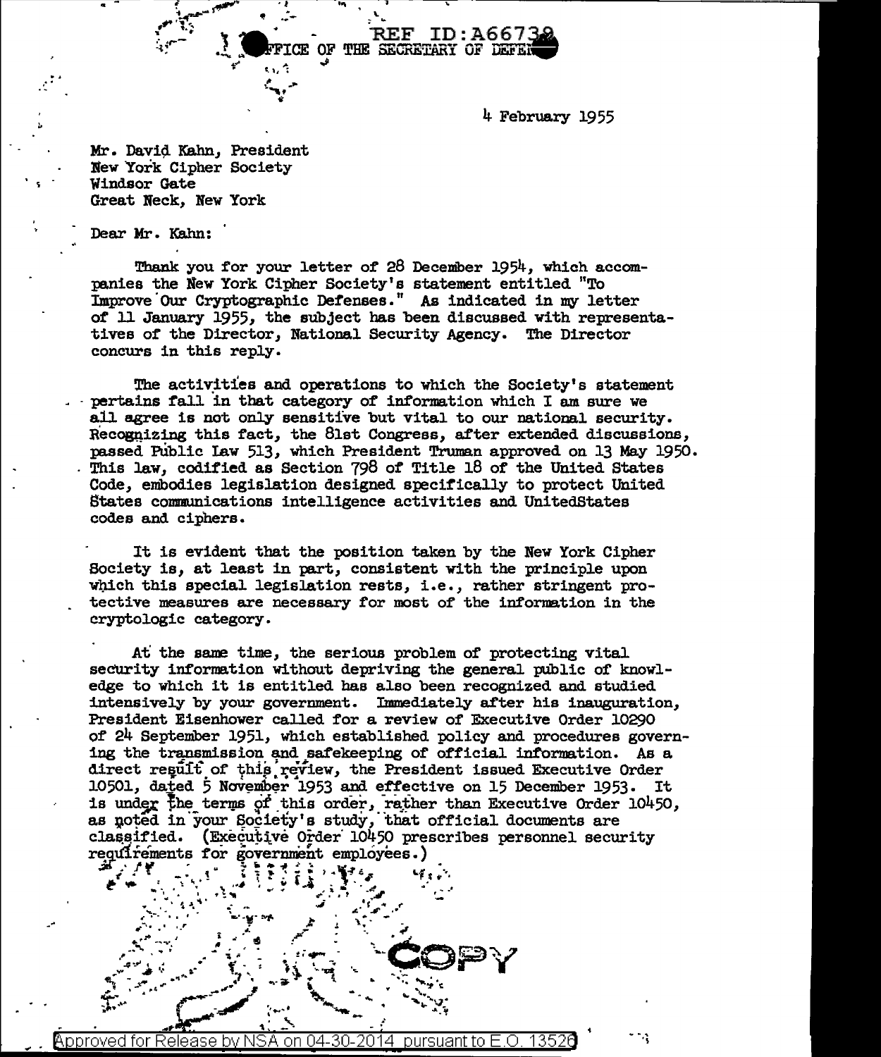REF ID:A66732

OFFICE OF THE SECRETARY OF DEFENSE

4 February 1955

Mr. David Kahn, President
New York Cipher Society
Windsor Gate
Great Neck, New York

Dear Mr. Kahn:

Thank you for your letter of 28 December 1954, which accompanies the New York Cipher Society's statement entitled "To Improve Our Cryptographic Defenses." As indicated in my letter of 11 January 1955, the subject has been discussed with representatives of the Director, National Security Agency. The Director concurs in this reply.

The activities and operations to which the Society's statement pertains fall in that category of information which I am sure we all agree is not only sensitive but vital to our national security. Recognizing this fact, the 81st Congress, after extended discussions, passed Public Law 513, which President Truman approved on 13 May 1950. This law, codified as Section 798 of Title 18 of the United States Code, embodies legislation designed specifically to protect United States communications intelligence activities and UnitedStates codes and ciphers.

It is evident that the position taken by the New York Cipher Society is, at least in part, consistent with the principle upon which this special legislation rests, i.e., rather stringent protective measures are necessary for most of the information in the cryptologic category.

At the same time, the serious problem of protecting vital security information without depriving the general public of knowledge to which it is entitled has also been recognized and studied intensively by your government. Immediately after his inauguration, President Eisenhower called for a review of Executive Order 10290 of 24 September 1951, which established policy and procedures governing the transmission and safekeeping of official information. As a direct result of this review, the President issued Executive Order 10501, dated 5 November 1953 and effective on 15 December 1953. It is under the terms of this order, rather than Executive Order 10450, as noted in your Society's study, that official documents are classified. (Executive Order 10450 prescribes personnel security requirements for government employees.)

COPY

Approved for Release by NSA on 04-30-2014 pursuant to E.O. 13526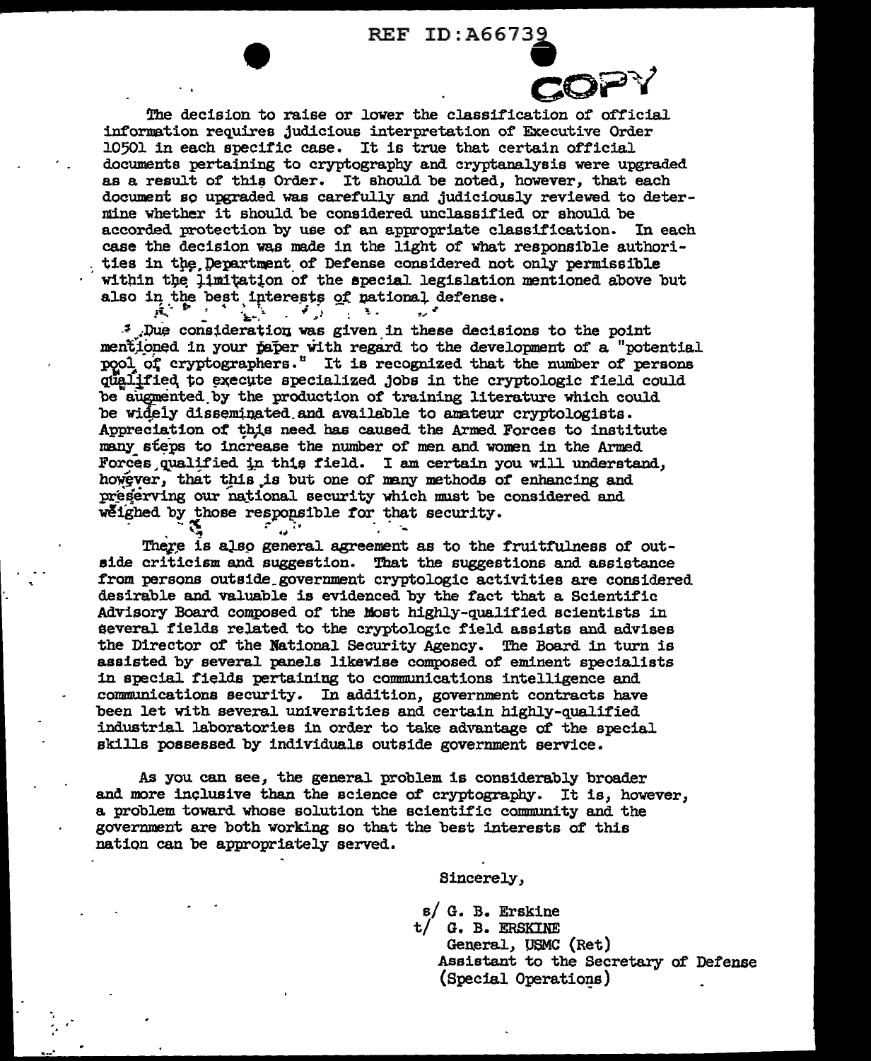COPY

The decision to raise or lower the classification of official information requires judicious interpretation of Executive Order 10501 in each specific case. It is true that certain official documents pertaining to cryptography and cryptanalysis were upgraded as a result of this Order. It should be noted, however, that each document so upgraded was carefully and judiciously reviewed to determine whether it should be considered unclassified or should be accorded protection by use of an appropriate classification. In each case the decision was made in the light of what responsible authorities in the Department of Defense considered not only permissible within the limitation of the special legislation mentioned above but also in the best interests of national defense.

Due consideration was given in these decisions to the point mentioned in your paper with regard to the development of a "potential pool of cryptographers." It is recognized that the number of persons qualified to execute specialized jobs in the cryptologic field could be augmented by the production of training literature which could be widely disseminated and available to amateur cryptologists. Appreciation of this need has caused the Armed Forces to institute many steps to increase the number of men and women in the Armed Forces qualified in this field. I am certain you will understand, however, that this is but one of many methods of enhancing and preserving our national security which must be considered and weighed by those responsible for that security.

There is also general agreement as to the fruitfulness of outside criticism and suggestion. That the suggestions and assistance from persons outside government cryptologic activities are considered desirable and valuable is evidenced by the fact that a Scientific Advisory Board composed of the Most highly-qualified scientists in several fields related to the cryptologic field assists and advises the Director of the National Security Agency. The Board in turn is assisted by several panels likewise composed of eminent specialists in special fields pertaining to communications intelligence and communications security. In addition, government contracts have been let with several universities and certain highly-qualified industrial laboratories in order to take advantage of the special skills possessed by individuals outside government service.

As you can see, the general problem is considerably broader and more inclusive than the science of cryptography. It is, however, a problem toward whose solution the scientific community and the government are both working so that the best interests of this nation can be appropriately served.

Sincerely,

s/ G. B. Erskine
t/ G. B. ERSKINE
General, USMC (Ret)
Assistant to the Secretary of Defense
(Special Operations)